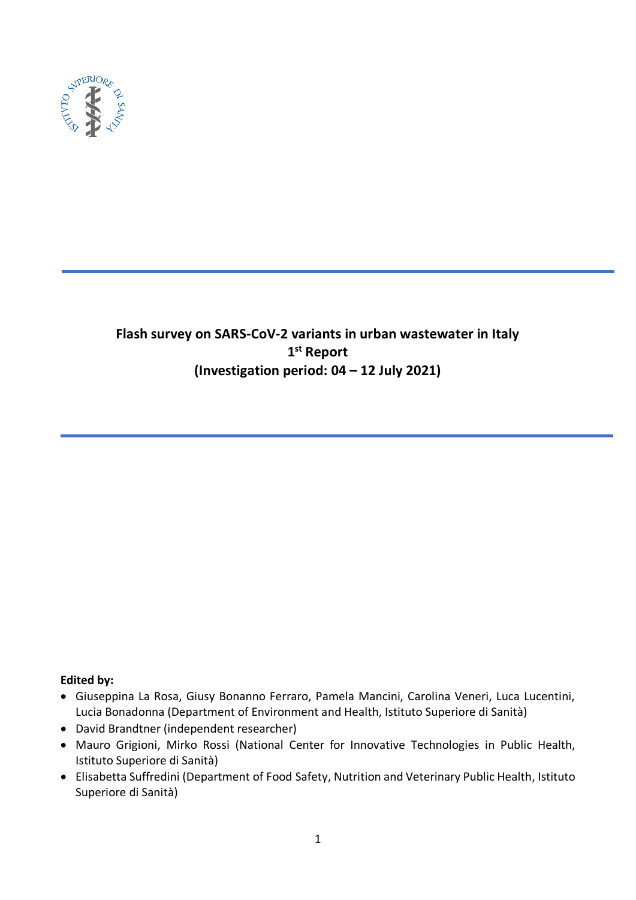# Flash survey on SARS-CoV-2 variants in urban wastewater in Italy

## 1st Report

## (Investigation period: 04 – 12 July 2021)

**Edited by:**

- Giuseppina La Rosa, Giusy Bonanno Ferraro, Pamela Mancini, Carolina Veneri, Luca Lucentini, Lucia Bonadonna (Department of Environment and Health, Istituto Superiore di Sanità)
- David Brandtner (independent researcher)
- Mauro Grigioni, Mirko Rossi (National Center for Innovative Technologies in Public Health, Istituto Superiore di Sanità)
- Elisabetta Suffredini (Department of Food Safety, Nutrition and Veterinary Public Health, Istituto Superiore di Sanità)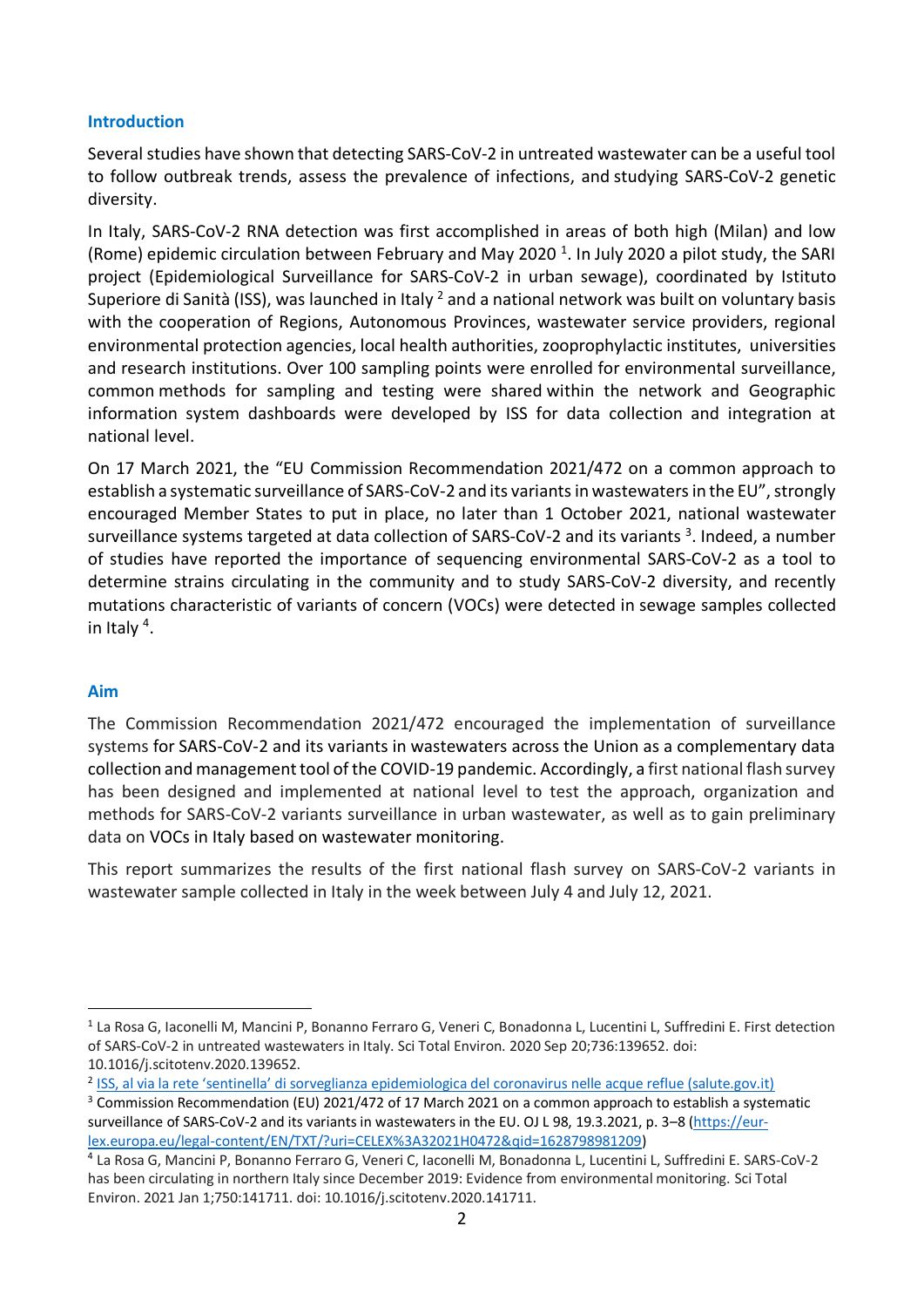## Introduction

Several studies have shown that detecting SARS-CoV-2 in untreated wastewater can be a useful tool to follow outbreak trends, assess the prevalence of infections, and studying SARS-CoV-2 genetic diversity.

In Italy, SARS-CoV-2 RNA detection was first accomplished in areas of both high (Milan) and low (Rome) epidemic circulation between February and May 2020 [1]. In July 2020 a pilot study, the SARI project (Epidemiological Surveillance for SARS-CoV-2 in urban sewage), coordinated by Istituto Superiore di Sanità (ISS), was launched in Italy [2] and a national network was built on voluntary basis with the cooperation of Regions, Autonomous Provinces, wastewater service providers, regional environmental protection agencies, local health authorities, zooprophylactic institutes, universities and research institutions. Over 100 sampling points were enrolled for environmental surveillance, common methods for sampling and testing were shared within the network and Geographic information system dashboards were developed by ISS for data collection and integration at national level.

On 17 March 2021, the "EU Commission Recommendation 2021/472 on a common approach to establish a systematic surveillance of SARS-CoV-2 and its variants in wastewaters in the EU", strongly encouraged Member States to put in place, no later than 1 October 2021, national wastewater surveillance systems targeted at data collection of SARS-CoV-2 and its variants [3]. Indeed, a number of studies have reported the importance of sequencing environmental SARS-CoV-2 as a tool to determine strains circulating in the community and to study SARS-CoV-2 diversity, and recently mutations characteristic of variants of concern (VOCs) were detected in sewage samples collected in Italy [4].

## Aim

The Commission Recommendation 2021/472 encouraged the implementation of surveillance systems for SARS-CoV-2 and its variants in wastewaters across the Union as a complementary data collection and management tool of the COVID-19 pandemic. Accordingly, a first national flash survey has been designed and implemented at national level to test the approach, organization and methods for SARS-CoV-2 variants surveillance in urban wastewater, as well as to gain preliminary data on VOCs in Italy based on wastewater monitoring.

This report summarizes the results of the first national flash survey on SARS-CoV-2 variants in wastewater sample collected in Italy in the week between July 4 and July 12, 2021.

---

[1] La Rosa G, Iaconelli M, Mancini P, Bonanno Ferraro G, Veneri C, Bonadonna L, Lucentini L, Suffredini E. First detection of SARS-CoV-2 in untreated wastewaters in Italy. Sci Total Environ. 2020 Sep 20;736:139652. doi: 10.1016/j.scitotenv.2020.139652.

[2] [ISS, al via la rete 'sentinella' di sorveglianza epidemiologica del coronavirus nelle acque reflue (salute.gov.it)](salute.gov.it)

[3] Commission Recommendation (EU) 2021/472 of 17 March 2021 on a common approach to establish a systematic surveillance of SARS-CoV-2 and its variants in wastewaters in the EU. OJ L 98, 19.3.2021, p. 3–8 (https://eur-lex.europa.eu/legal-content/EN/TXT/?uri=CELEX%3A32021H0472&qid=1628798981209)

[4] La Rosa G, Mancini P, Bonanno Ferraro G, Veneri C, Iaconelli M, Bonadonna L, Lucentini L, Suffredini E. SARS-CoV-2 has been circulating in northern Italy since December 2019: Evidence from environmental monitoring. Sci Total Environ. 2021 Jan 1;750:141711. doi: 10.1016/j.scitotenv.2020.141711.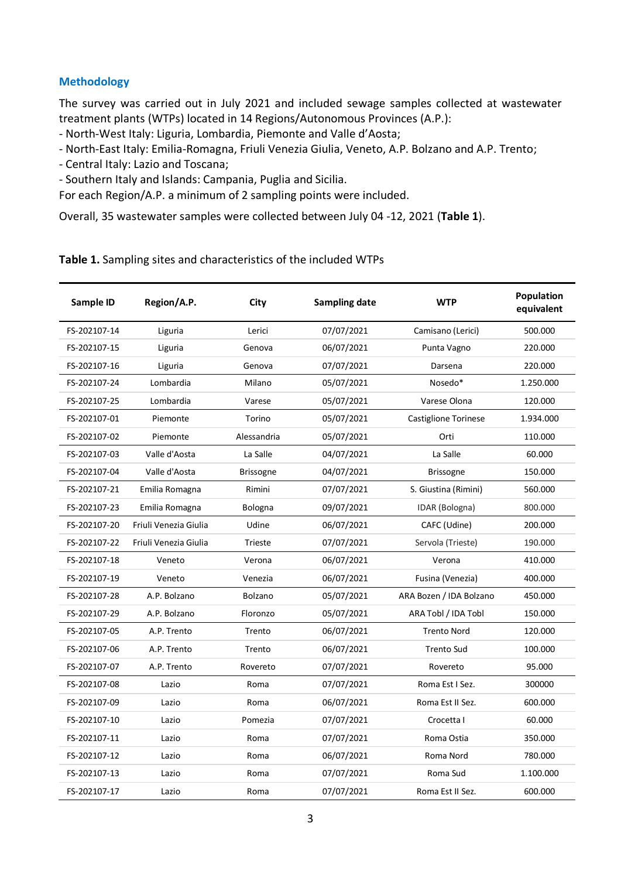## Methodology

The survey was carried out in July 2021 and included sewage samples collected at wastewater treatment plants (WTPs) located in 14 Regions/Autonomous Provinces (A.P.):

- North-West Italy: Liguria, Lombardia, Piemonte and Valle d'Aosta;
- North-East Italy: Emilia-Romagna, Friuli Venezia Giulia, Veneto, A.P. Bolzano and A.P. Trento;
- Central Italy: Lazio and Toscana;
- Southern Italy and Islands: Campania, Puglia and Sicilia.

For each Region/A.P. a minimum of 2 sampling points were included.

Overall, 35 wastewater samples were collected between July 04 -12, 2021 (**Table 1**).

**Table 1.** Sampling sites and characteristics of the included WTPs

| Sample ID | Region/A.P. | City | Sampling date | WTP | Population equivalent |
|---|---|---|---|---|---|
| FS-202107-14 | Liguria | Lerici | 07/07/2021 | Camisano (Lerici) | 500.000 |
| FS-202107-15 | Liguria | Genova | 06/07/2021 | Punta Vagno | 220.000 |
| FS-202107-16 | Liguria | Genova | 07/07/2021 | Darsena | 220.000 |
| FS-202107-24 | Lombardia | Milano | 05/07/2021 | Nosedo* | 1.250.000 |
| FS-202107-25 | Lombardia | Varese | 05/07/2021 | Varese Olona | 120.000 |
| FS-202107-01 | Piemonte | Torino | 05/07/2021 | Castiglione Torinese | 1.934.000 |
| FS-202107-02 | Piemonte | Alessandria | 05/07/2021 | Orti | 110.000 |
| FS-202107-03 | Valle d'Aosta | La Salle | 04/07/2021 | La Salle | 60.000 |
| FS-202107-04 | Valle d'Aosta | Brissogne | 04/07/2021 | Brissogne | 150.000 |
| FS-202107-21 | Emilia Romagna | Rimini | 07/07/2021 | S. Giustina (Rimini) | 560.000 |
| FS-202107-23 | Emilia Romagna | Bologna | 09/07/2021 | IDAR (Bologna) | 800.000 |
| FS-202107-20 | Friuli Venezia Giulia | Udine | 06/07/2021 | CAFC (Udine) | 200.000 |
| FS-202107-22 | Friuli Venezia Giulia | Trieste | 07/07/2021 | Servola (Trieste) | 190.000 |
| FS-202107-18 | Veneto | Verona | 06/07/2021 | Verona | 410.000 |
| FS-202107-19 | Veneto | Venezia | 06/07/2021 | Fusina (Venezia) | 400.000 |
| FS-202107-28 | A.P. Bolzano | Bolzano | 05/07/2021 | ARA Bozen / IDA Bolzano | 450.000 |
| FS-202107-29 | A.P. Bolzano | Floronzo | 05/07/2021 | ARA Tobl / IDA Tobl | 150.000 |
| FS-202107-05 | A.P. Trento | Trento | 06/07/2021 | Trento Nord | 120.000 |
| FS-202107-06 | A.P. Trento | Trento | 06/07/2021 | Trento Sud | 100.000 |
| FS-202107-07 | A.P. Trento | Rovereto | 07/07/2021 | Rovereto | 95.000 |
| FS-202107-08 | Lazio | Roma | 07/07/2021 | Roma Est I Sez. | 300000 |
| FS-202107-09 | Lazio | Roma | 06/07/2021 | Roma Est II Sez. | 600.000 |
| FS-202107-10 | Lazio | Pomezia | 07/07/2021 | Crocetta I | 60.000 |
| FS-202107-11 | Lazio | Roma | 07/07/2021 | Roma Ostia | 350.000 |
| FS-202107-12 | Lazio | Roma | 06/07/2021 | Roma Nord | 780.000 |
| FS-202107-13 | Lazio | Roma | 07/07/2021 | Roma Sud | 1.100.000 |
| FS-202107-17 | Lazio | Roma | 07/07/2021 | Roma Est II Sez. | 600.000 |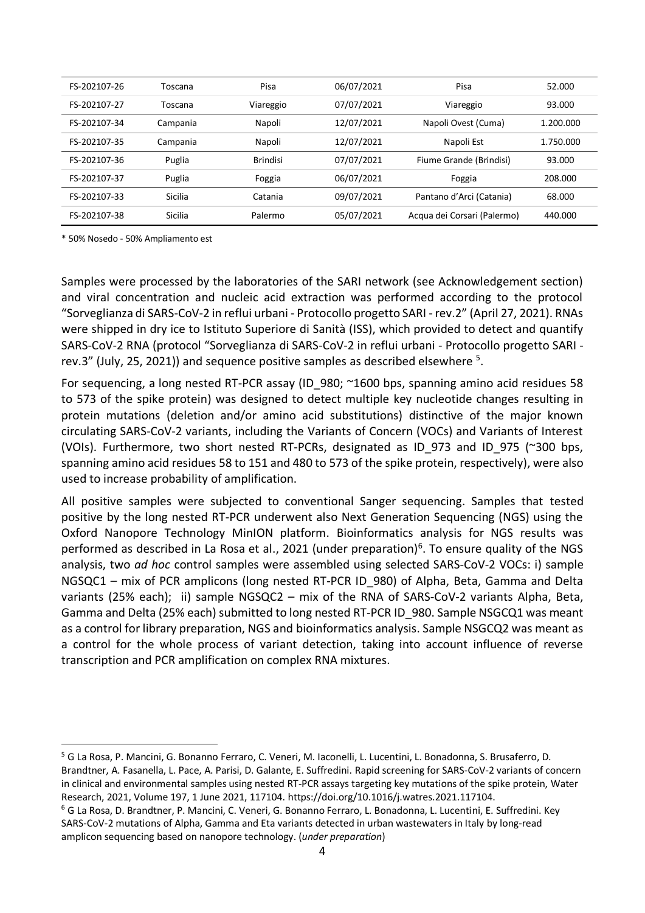| | | | | | |
|---|---|---|---|---|---|
| FS-202107-26 | Toscana | Pisa | 06/07/2021 | Pisa | 52.000 |
| FS-202107-27 | Toscana | Viareggio | 07/07/2021 | Viareggio | 93.000 |
| FS-202107-34 | Campania | Napoli | 12/07/2021 | Napoli Ovest (Cuma) | 1.200.000 |
| FS-202107-35 | Campania | Napoli | 12/07/2021 | Napoli Est | 1.750.000 |
| FS-202107-36 | Puglia | Brindisi | 07/07/2021 | Fiume Grande (Brindisi) | 93.000 |
| FS-202107-37 | Puglia | Foggia | 06/07/2021 | Foggia | 208.000 |
| FS-202107-33 | Sicilia | Catania | 09/07/2021 | Pantano d'Arci (Catania) | 68.000 |
| FS-202107-38 | Sicilia | Palermo | 05/07/2021 | Acqua dei Corsari (Palermo) | 440.000 |

* 50% Nosedo - 50% Ampliamento est

Samples were processed by the laboratories of the SARI network (see Acknowledgement section) and viral concentration and nucleic acid extraction was performed according to the protocol "Sorveglianza di SARS-CoV-2 in reflui urbani - Protocollo progetto SARI - rev.2" (April 27, 2021). RNAs were shipped in dry ice to Istituto Superiore di Sanità (ISS), which provided to detect and quantify SARS-CoV-2 RNA (protocol "Sorveglianza di SARS-CoV-2 in reflui urbani - Protocollo progetto SARI - rev.3" (July, 25, 2021)) and sequence positive samples as described elsewhere [5].

For sequencing, a long nested RT-PCR assay (ID_980; ~1600 bps, spanning amino acid residues 58 to 573 of the spike protein) was designed to detect multiple key nucleotide changes resulting in protein mutations (deletion and/or amino acid substitutions) distinctive of the major known circulating SARS-CoV-2 variants, including the Variants of Concern (VOCs) and Variants of Interest (VOIs). Furthermore, two short nested RT-PCRs, designated as ID_973 and ID_975 (~300 bps, spanning amino acid residues 58 to 151 and 480 to 573 of the spike protein, respectively), were also used to increase probability of amplification.

All positive samples were subjected to conventional Sanger sequencing. Samples that tested positive by the long nested RT-PCR underwent also Next Generation Sequencing (NGS) using the Oxford Nanopore Technology MinION platform. Bioinformatics analysis for NGS results was performed as described in La Rosa et al., 2021 (under preparation)[6]. To ensure quality of the NGS analysis, two *ad hoc* control samples were assembled using selected SARS-CoV-2 VOCs: i) sample NGSQC1 – mix of PCR amplicons (long nested RT-PCR ID_980) of Alpha, Beta, Gamma and Delta variants (25% each); ii) sample NGSQC2 – mix of the RNA of SARS-CoV-2 variants Alpha, Beta, Gamma and Delta (25% each) submitted to long nested RT-PCR ID_980. Sample NSGCQ1 was meant as a control for library preparation, NGS and bioinformatics analysis. Sample NSGCQ2 was meant as a control for the whole process of variant detection, taking into account influence of reverse transcription and PCR amplification on complex RNA mixtures.

---

[5] G La Rosa, P. Mancini, G. Bonanno Ferraro, C. Veneri, M. Iaconelli, L. Lucentini, L. Bonadonna, S. Brusaferro, D. Brandtner, A. Fasanella, L. Pace, A. Parisi, D. Galante, E. Suffredini. Rapid screening for SARS-CoV-2 variants of concern in clinical and environmental samples using nested RT-PCR assays targeting key mutations of the spike protein, Water Research, 2021, Volume 197, 1 June 2021, 117104. https://doi.org/10.1016/j.watres.2021.117104.

[6] G La Rosa, D. Brandtner, P. Mancini, C. Veneri, G. Bonanno Ferraro, L. Bonadonna, L. Lucentini, E. Suffredini. Key SARS-CoV-2 mutations of Alpha, Gamma and Eta variants detected in urban wastewaters in Italy by long-read amplicon sequencing based on nanopore technology. (*under preparation*)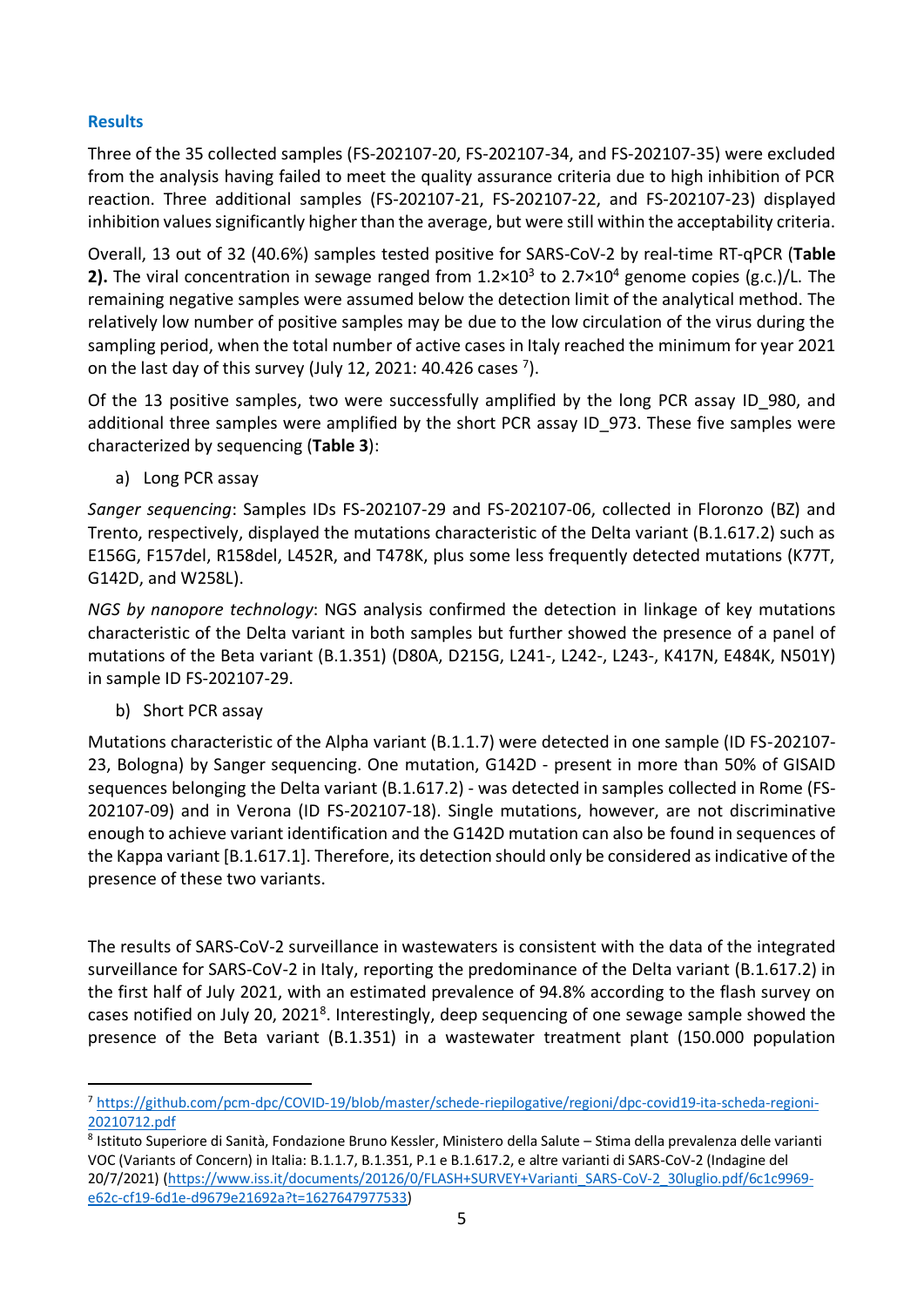### Results

Three of the 35 collected samples (FS-202107-20, FS-202107-34, and FS-202107-35) were excluded from the analysis having failed to meet the quality assurance criteria due to high inhibition of PCR reaction. Three additional samples (FS-202107-21, FS-202107-22, and FS-202107-23) displayed inhibition values significantly higher than the average, but were still within the acceptability criteria.

Overall, 13 out of 32 (40.6%) samples tested positive for SARS-CoV-2 by real-time RT-qPCR (**Table 2).** The viral concentration in sewage ranged from $1.2 \times 10^3$ to $2.7 \times 10^4$ genome copies (g.c.)/L. The remaining negative samples were assumed below the detection limit of the analytical method. The relatively low number of positive samples may be due to the low circulation of the virus during the sampling period, when the total number of active cases in Italy reached the minimum for year 2021 on the last day of this survey (July 12, 2021: 40.426 cases [7]).

Of the 13 positive samples, two were successfully amplified by the long PCR assay ID_980, and additional three samples were amplified by the short PCR assay ID_973. These five samples were characterized by sequencing (**Table 3**):

a) Long PCR assay

*Sanger sequencing*: Samples IDs FS-202107-29 and FS-202107-06, collected in Floronzo (BZ) and Trento, respectively, displayed the mutations characteristic of the Delta variant (B.1.617.2) such as E156G, F157del, R158del, L452R, and T478K, plus some less frequently detected mutations (K77T, G142D, and W258L).

*NGS by nanopore technology*: NGS analysis confirmed the detection in linkage of key mutations characteristic of the Delta variant in both samples but further showed the presence of a panel of mutations of the Beta variant (B.1.351) (D80A, D215G, L241-, L242-, L243-, K417N, E484K, N501Y) in sample ID FS-202107-29.

b) Short PCR assay

Mutations characteristic of the Alpha variant (B.1.1.7) were detected in one sample (ID FS-202107-23, Bologna) by Sanger sequencing. One mutation, G142D - present in more than 50% of GISAID sequences belonging the Delta variant (B.1.617.2) - was detected in samples collected in Rome (FS-202107-09) and in Verona (ID FS-202107-18). Single mutations, however, are not discriminative enough to achieve variant identification and the G142D mutation can also be found in sequences of the Kappa variant [B.1.617.1]. Therefore, its detection should only be considered as indicative of the presence of these two variants.

The results of SARS-CoV-2 surveillance in wastewaters is consistent with the data of the integrated surveillance for SARS-CoV-2 in Italy, reporting the predominance of the Delta variant (B.1.617.2) in the first half of July 2021, with an estimated prevalence of 94.8% according to the flash survey on cases notified on July 20, 2021[8]. Interestingly, deep sequencing of one sewage sample showed the presence of the Beta variant (B.1.351) in a wastewater treatment plant (150.000 population

---

[7] https://github.com/pcm-dpc/COVID-19/blob/master/schede-riepilogative/regioni/dpc-covid19-ita-scheda-regioni-20210712.pdf

[8] Istituto Superiore di Sanità, Fondazione Bruno Kessler, Ministero della Salute – Stima della prevalenza delle varianti VOC (Variants of Concern) in Italia: B.1.1.7, B.1.351, P.1 e B.1.617.2, e altre varianti di SARS-CoV-2 (Indagine del 20/7/2021) (https://www.iss.it/documents/20126/0/FLASH+SURVEY+Varianti_SARS-CoV-2_30luglio.pdf/6c1c9969-e62c-cf19-6d1e-d9679e21692a?t=1627647977533)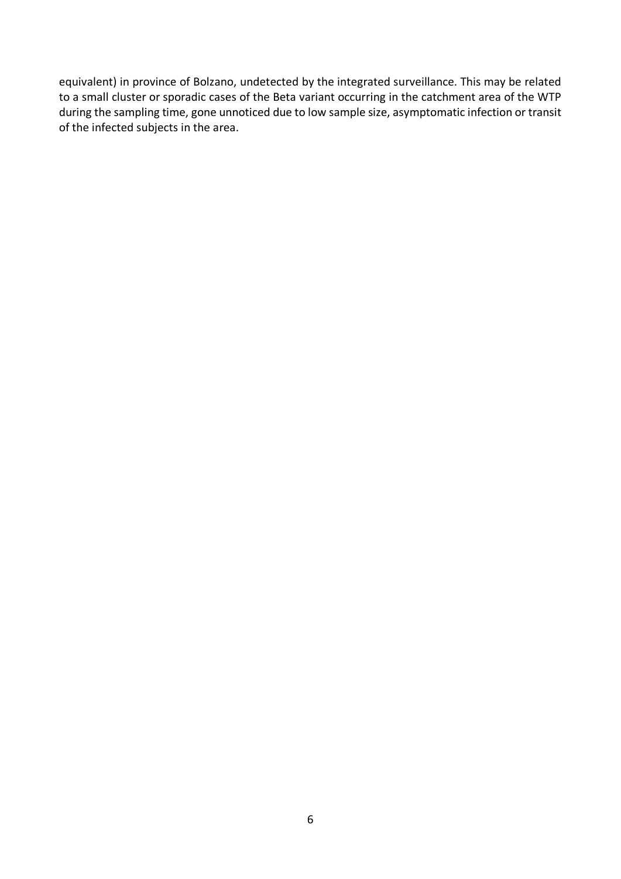equivalent) in province of Bolzano, undetected by the integrated surveillance. This may be related to a small cluster or sporadic cases of the Beta variant occurring in the catchment area of the WTP during the sampling time, gone unnoticed due to low sample size, asymptomatic infection or transit of the infected subjects in the area.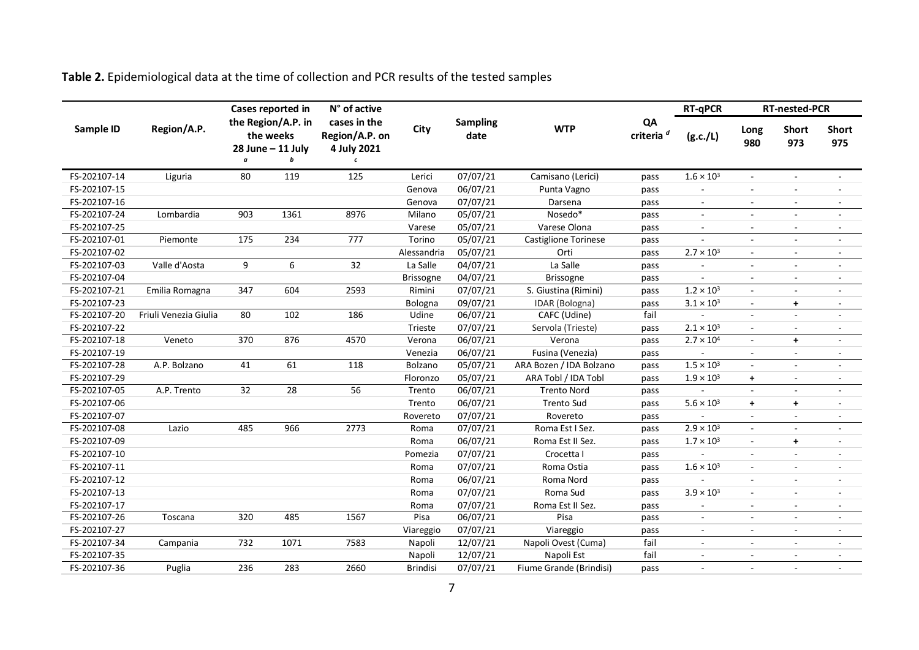**Table 2.** Epidemiological data at the time of collection and PCR results of the tested samples

| Sample ID | Region/A.P. | Cases reported in the Region/A.P. in the weeks 28 June – 11 July *a* | *b* | N° of active cases in the Region/A.P. on 4 July 2021 *c* | City | Sampling date | WTP | QA criteria *d* | RT-qPCR (g.c./L) | RT-nested-PCR Long 980 | Short 973 | Short 975 |
|---|---|---|---|---|---|---|---|---|---|---|---|---|
| FS-202107-14 | Liguria | 80 | 119 | 125 | Lerici | 07/07/21 | Camisano (Lerici) | pass | $1.6 \times 10^3$ | - | - | - |
| FS-202107-15 | | | | | Genova | 06/07/21 | Punta Vagno | pass | - | - | - | - |
| FS-202107-16 | | | | | Genova | 07/07/21 | Darsena | pass | - | - | - | - |
| FS-202107-24 | Lombardia | 903 | 1361 | 8976 | Milano | 05/07/21 | Nosedo* | pass | - | - | - | - |
| FS-202107-25 | | | | | Varese | 05/07/21 | Varese Olona | pass | - | - | - | - |
| FS-202107-01 | Piemonte | 175 | 234 | 777 | Torino | 05/07/21 | Castiglione Torinese | pass | - | - | - | - |
| FS-202107-02 | | | | | Alessandria | 05/07/21 | Orti | pass | $2.7 \times 10^3$ | - | - | - |
| FS-202107-03 | Valle d'Aosta | 9 | 6 | 32 | La Salle | 04/07/21 | La Salle | pass | - | - | - | - |
| FS-202107-04 | | | | | Brissogne | 04/07/21 | Brissogne | pass | - | - | - | - |
| FS-202107-21 | Emilia Romagna | 347 | 604 | 2593 | Rimini | 07/07/21 | S. Giustina (Rimini) | pass | $1.2 \times 10^3$ | - | - | - |
| FS-202107-23 | | | | | Bologna | 09/07/21 | IDAR (Bologna) | pass | $3.1 \times 10^3$ | - | + | - |
| FS-202107-20 | Friuli Venezia Giulia | 80 | 102 | 186 | Udine | 06/07/21 | CAFC (Udine) | fail | - | - | - | - |
| FS-202107-22 | | | | | Trieste | 07/07/21 | Servola (Trieste) | pass | $2.1 \times 10^3$ | - | - | - |
| FS-202107-18 | Veneto | 370 | 876 | 4570 | Verona | 06/07/21 | Verona | pass | $2.7 \times 10^4$ | - | + | - |
| FS-202107-19 | | | | | Venezia | 06/07/21 | Fusina (Venezia) | pass | - | - | - | - |
| FS-202107-28 | A.P. Bolzano | 41 | 61 | 118 | Bolzano | 05/07/21 | ARA Bozen / IDA Bolzano | pass | $1.5 \times 10^3$ | - | - | - |
| FS-202107-29 | | | | | Floronzo | 05/07/21 | ARA Tobl / IDA Tobl | pass | $1.9 \times 10^3$ | + | - | - |
| FS-202107-05 | A.P. Trento | 32 | 28 | 56 | Trento | 06/07/21 | Trento Nord | pass | - | - | - | - |
| FS-202107-06 | | | | | Trento | 06/07/21 | Trento Sud | pass | $5.6 \times 10^3$ | + | + | - |
| FS-202107-07 | | | | | Rovereto | 07/07/21 | Rovereto | pass | - | - | - | - |
| FS-202107-08 | Lazio | 485 | 966 | 2773 | Roma | 07/07/21 | Roma Est I Sez. | pass | $2.9 \times 10^3$ | - | - | - |
| FS-202107-09 | | | | | Roma | 06/07/21 | Roma Est II Sez. | pass | $1.7 \times 10^3$ | - | + | - |
| FS-202107-10 | | | | | Pomezia | 07/07/21 | Crocetta I | pass | - | - | - | - |
| FS-202107-11 | | | | | Roma | 07/07/21 | Roma Ostia | pass | $1.6 \times 10^3$ | - | - | - |
| FS-202107-12 | | | | | Roma | 06/07/21 | Roma Nord | pass | - | - | - | - |
| FS-202107-13 | | | | | Roma | 07/07/21 | Roma Sud | pass | $3.9 \times 10^3$ | - | - | - |
| FS-202107-17 | | | | | Roma | 07/07/21 | Roma Est II Sez. | pass | - | - | - | - |
| FS-202107-26 | Toscana | 320 | 485 | 1567 | Pisa | 06/07/21 | Pisa | pass | - | - | - | - |
| FS-202107-27 | | | | | Viareggio | 07/07/21 | Viareggio | pass | - | - | - | - |
| FS-202107-34 | Campania | 732 | 1071 | 7583 | Napoli | 12/07/21 | Napoli Ovest (Cuma) | fail | - | - | - | - |
| FS-202107-35 | | | | | Napoli | 12/07/21 | Napoli Est | fail | - | - | - | - |
| FS-202107-36 | Puglia | 236 | 283 | 2660 | Brindisi | 07/07/21 | Fiume Grande (Brindisi) | pass | - | - | - | - |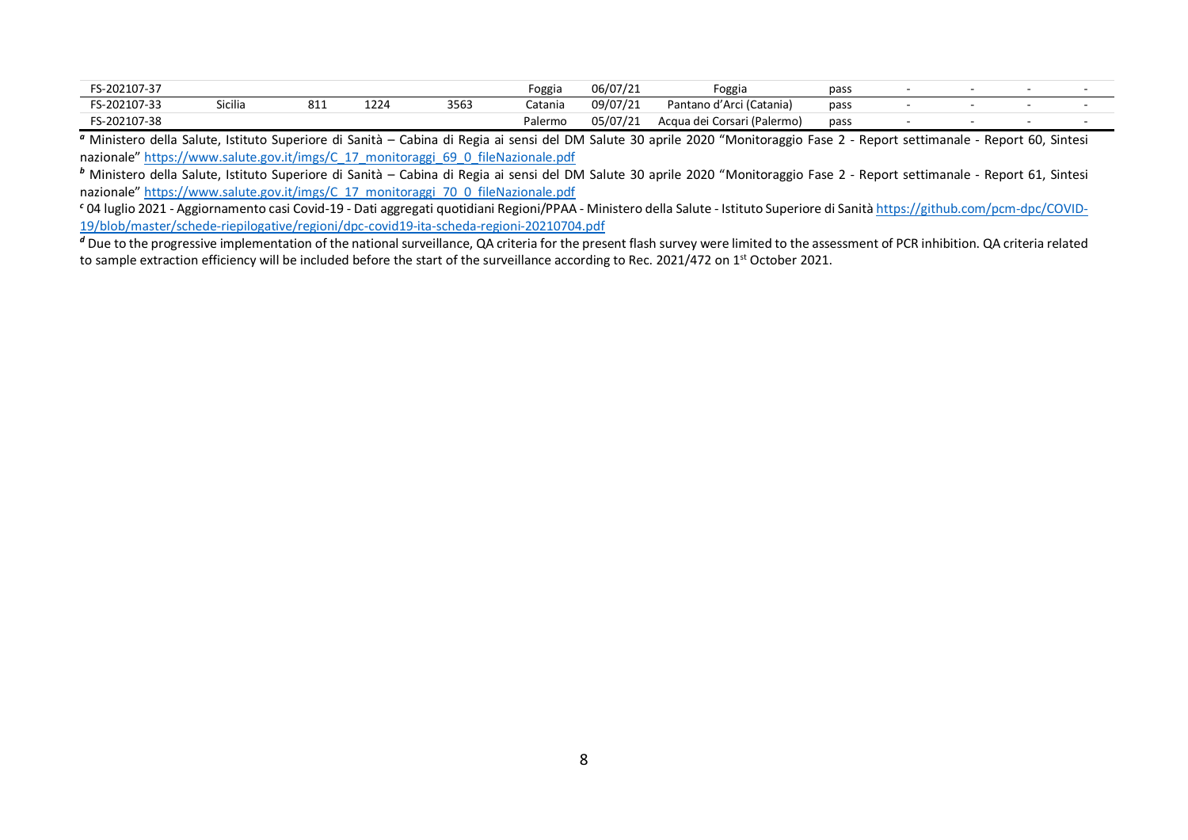| | | | | | | | | | | | | |
|---|---|---|---|---|---|---|---|---|---|---|---|---|
| FS-202107-37 | | | | | Foggia | 06/07/21 | Foggia | pass | - | - | - | - |
| FS-202107-33 | Sicilia | 811 | 1224 | 3563 | Catania | 09/07/21 | Pantano d'Arci (Catania) | pass | - | - | - | - |
| FS-202107-38 | | | | | Palermo | 05/07/21 | Acqua dei Corsari (Palermo) | pass | - | - | - | - |

[a] Ministero della Salute, Istituto Superiore di Sanità – Cabina di Regia ai sensi del DM Salute 30 aprile 2020 "Monitoraggio Fase 2 - Report settimanale - Report 60, Sintesi nazionale" https://www.salute.gov.it/imgs/C_17_monitoraggi_69_0_fileNazionale.pdf

[b] Ministero della Salute, Istituto Superiore di Sanità – Cabina di Regia ai sensi del DM Salute 30 aprile 2020 "Monitoraggio Fase 2 - Report settimanale - Report 61, Sintesi nazionale" https://www.salute.gov.it/imgs/C_17_monitoraggi_70_0_fileNazionale.pdf

[c] 04 luglio 2021 - Aggiornamento casi Covid-19 - Dati aggregati quotidiani Regioni/PPAA - Ministero della Salute - Istituto Superiore di Sanità https://github.com/pcm-dpc/COVID-19/blob/master/schede-riepilogative/regioni/dpc-covid19-ita-scheda-regioni-20210704.pdf

[d] Due to the progressive implementation of the national surveillance, QA criteria for the present flash survey were limited to the assessment of PCR inhibition. QA criteria related to sample extraction efficiency will be included before the start of the surveillance according to Rec. 2021/472 on 1st October 2021.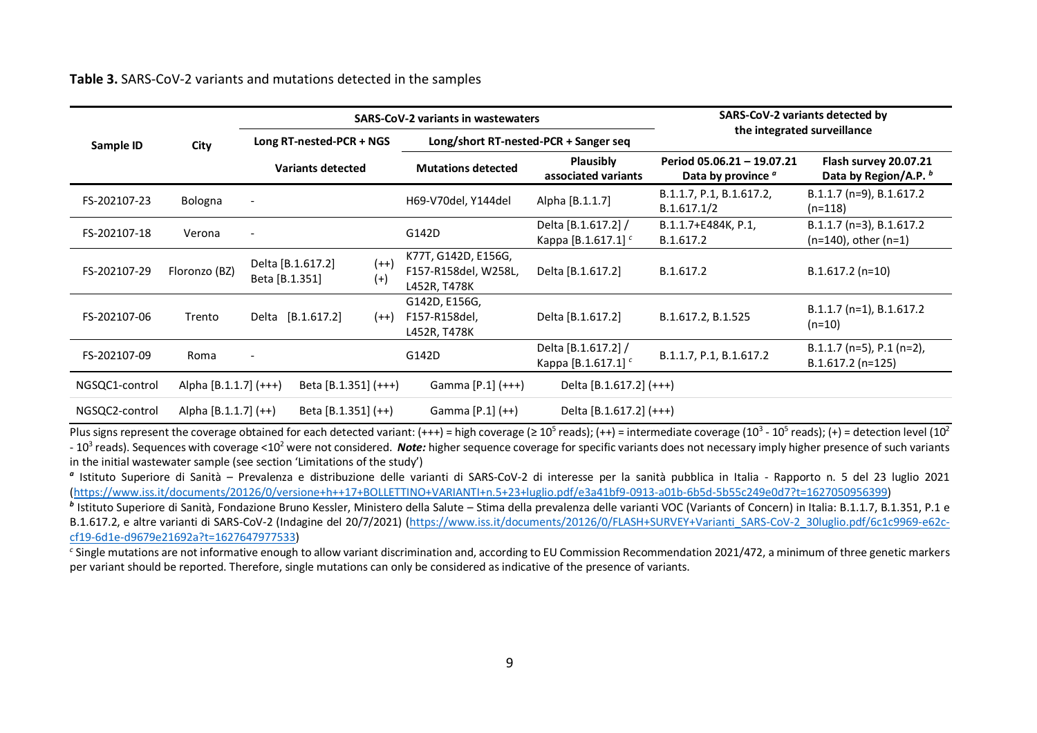**Table 3.** SARS-CoV-2 variants and mutations detected in the samples

| Sample ID | City | SARS-CoV-2 variants in wastewaters | | | | SARS-CoV-2 variants detected by the integrated surveillance | |
|---|---|---|---|---|---|---|---|
| | | Long RT-nested-PCR + NGS | | Long/short RT-nested-PCR + Sanger seq | | | |
| | | Variants detected | | Mutations detected | Plausibly associated variants | Period 05.06.21 – 19.07.21 Data by province [a] | Flash survey 20.07.21 Data by Region/A.P. [b] |
| FS-202107-23 | Bologna | - | | H69-V70del, Y144del | Alpha [B.1.1.7] | B.1.1.7, P.1, B.1.617.2, B.1.617.1/2 | B.1.1.7 (n=9), B.1.617.2 (n=118) |
| FS-202107-18 | Verona | - | | G142D | Delta [B.1.617.2] / Kappa [B.1.617.1] [c] | B.1.1.7+E484K, P.1, B.1.617.2 | B.1.1.7 (n=3), B.1.617.2 (n=140), other (n=1) |
| FS-202107-29 | Floronzo (BZ) | Delta [B.1.617.2] Beta [B.1.351] | (++) (+) | K77T, G142D, E156G, F157-R158del, W258L, L452R, T478K | Delta [B.1.617.2] | B.1.617.2 | B.1.617.2 (n=10) |
| FS-202107-06 | Trento | Delta [B.1.617.2] | (++) | G142D, E156G, F157-R158del, L452R, T478K | Delta [B.1.617.2] | B.1.617.2, B.1.525 | B.1.1.7 (n=1), B.1.617.2 (n=10) |
| FS-202107-09 | Roma | - | | G142D | Delta [B.1.617.2] / Kappa [B.1.617.1] [c] | B.1.1.7, P.1, B.1.617.2 | B.1.1.7 (n=5), P.1 (n=2), B.1.617.2 (n=125) |
| NGSQC1-control | Alpha [B.1.1.7] (+++) | Beta [B.1.351] (+++) | | Gamma [P.1] (+++) | Delta [B.1.617.2] (+++) | | |
| NGSQC2-control | Alpha [B.1.1.7] (++) | Beta [B.1.351] (++) | | Gamma [P.1] (++) | Delta [B.1.617.2] (+++) | | |

Plus signs represent the coverage obtained for each detected variant: (+++) = high coverage (≥ $10^5$ reads); (++) = intermediate coverage ($10^3$ - $10^5$ reads); (+) = detection level ($10^2$ - $10^3$ reads). Sequences with coverage <$10^2$ were not considered. ***Note:*** higher sequence coverage for specific variants does not necessary imply higher presence of such variants in the initial wastewater sample (see section 'Limitations of the study')

[a] Istituto Superiore di Sanità – Prevalenza e distribuzione delle varianti di SARS-CoV-2 di interesse per la sanità pubblica in Italia - Rapporto n. 5 del 23 luglio 2021 (https://www.iss.it/documents/20126/0/versione+h++17+BOLLETTINO+VARIANTI+n.5+23+luglio.pdf/e3a41bf9-0913-a01b-6b5d-5b55c249e0d7?t=1627050956399)

[b] Istituto Superiore di Sanità, Fondazione Bruno Kessler, Ministero della Salute – Stima della prevalenza delle varianti VOC (Variants of Concern) in Italia: B.1.1.7, B.1.351, P.1 e B.1.617.2, e altre varianti di SARS-CoV-2 (Indagine del 20/7/2021) (https://www.iss.it/documents/20126/0/FLASH+SURVEY+Varianti_SARS-CoV-2_30luglio.pdf/6c1c9969-e62c-cf19-6d1e-d9679e21692a?t=1627647977533)

[c] Single mutations are not informative enough to allow variant discrimination and, according to EU Commission Recommendation 2021/472, a minimum of three genetic markers per variant should be reported. Therefore, single mutations can only be considered as indicative of the presence of variants.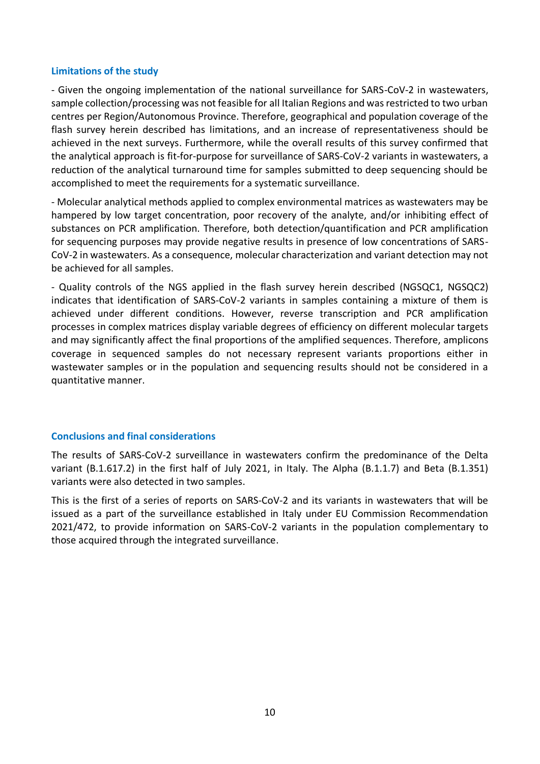### Limitations of the study

- Given the ongoing implementation of the national surveillance for SARS-CoV-2 in wastewaters, sample collection/processing was not feasible for all Italian Regions and was restricted to two urban centres per Region/Autonomous Province. Therefore, geographical and population coverage of the flash survey herein described has limitations, and an increase of representativeness should be achieved in the next surveys. Furthermore, while the overall results of this survey confirmed that the analytical approach is fit-for-purpose for surveillance of SARS-CoV-2 variants in wastewaters, a reduction of the analytical turnaround time for samples submitted to deep sequencing should be accomplished to meet the requirements for a systematic surveillance.

- Molecular analytical methods applied to complex environmental matrices as wastewaters may be hampered by low target concentration, poor recovery of the analyte, and/or inhibiting effect of substances on PCR amplification. Therefore, both detection/quantification and PCR amplification for sequencing purposes may provide negative results in presence of low concentrations of SARS-CoV-2 in wastewaters. As a consequence, molecular characterization and variant detection may not be achieved for all samples.

- Quality controls of the NGS applied in the flash survey herein described (NGSQC1, NGSQC2) indicates that identification of SARS-CoV-2 variants in samples containing a mixture of them is achieved under different conditions. However, reverse transcription and PCR amplification processes in complex matrices display variable degrees of efficiency on different molecular targets and may significantly affect the final proportions of the amplified sequences. Therefore, amplicons coverage in sequenced samples do not necessary represent variants proportions either in wastewater samples or in the population and sequencing results should not be considered in a quantitative manner.

### Conclusions and final considerations

The results of SARS-CoV-2 surveillance in wastewaters confirm the predominance of the Delta variant (B.1.617.2) in the first half of July 2021, in Italy. The Alpha (B.1.1.7) and Beta (B.1.351) variants were also detected in two samples.

This is the first of a series of reports on SARS-CoV-2 and its variants in wastewaters that will be issued as a part of the surveillance established in Italy under EU Commission Recommendation 2021/472, to provide information on SARS-CoV-2 variants in the population complementary to those acquired through the integrated surveillance.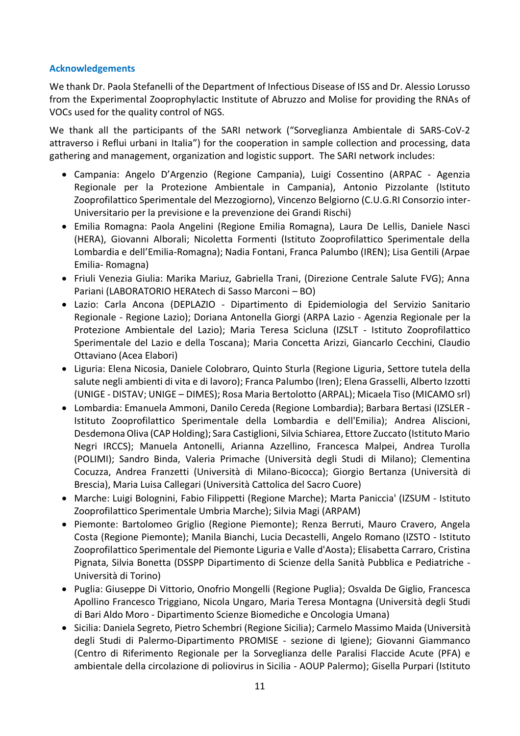### Acknowledgements

We thank Dr. Paola Stefanelli of the Department of Infectious Disease of ISS and Dr. Alessio Lorusso from the Experimental Zooprophylactic Institute of Abruzzo and Molise for providing the RNAs of VOCs used for the quality control of NGS.

We thank all the participants of the SARI network ("Sorveglianza Ambientale di SARS-CoV-2 attraverso i Reflui urbani in Italia") for the cooperation in sample collection and processing, data gathering and management, organization and logistic support. The SARI network includes:

- Campania: Angelo D'Argenzio (Regione Campania), Luigi Cossentino (ARPAC - Agenzia Regionale per la Protezione Ambientale in Campania), Antonio Pizzolante (Istituto Zooprofilattico Sperimentale del Mezzogiorno), Vincenzo Belgiorno (C.U.G.RI Consorzio inter-Universitario per la previsione e la prevenzione dei Grandi Rischi)
- Emilia Romagna: Paola Angelini (Regione Emilia Romagna), Laura De Lellis, Daniele Nasci (HERA), Giovanni Alborali; Nicoletta Formenti (Istituto Zooprofilattico Sperimentale della Lombardia e dell'Emilia-Romagna); Nadia Fontani, Franca Palumbo (IREN); Lisa Gentili (Arpae Emilia- Romagna)
- Friuli Venezia Giulia: Marika Mariuz, Gabriella Trani, (Direzione Centrale Salute FVG); Anna Pariani (LABORATORIO HERAtech di Sasso Marconi – BO)
- Lazio: Carla Ancona (DEPLAZIO - Dipartimento di Epidemiologia del Servizio Sanitario Regionale - Regione Lazio); Doriana Antonella Giorgi (ARPA Lazio - Agenzia Regionale per la Protezione Ambientale del Lazio); Maria Teresa Scicluna (IZSLT - Istituto Zooprofilattico Sperimentale del Lazio e della Toscana); Maria Concetta Arizzi, Giancarlo Cecchini, Claudio Ottaviano (Acea Elabori)
- Liguria: Elena Nicosia, Daniele Colobraro, Quinto Sturla (Regione Liguria, Settore tutela della salute negli ambienti di vita e di lavoro); Franca Palumbo (Iren); Elena Grasselli, Alberto Izzotti (UNIGE - DISTAV; UNIGE – DIMES); Rosa Maria Bertolotto (ARPAL); Micaela Tiso (MICAMO srl)
- Lombardia: Emanuela Ammoni, Danilo Cereda (Regione Lombardia); Barbara Bertasi (IZSLER - Istituto Zooprofilattico Sperimentale della Lombardia e dell'Emilia); Andrea Aliscioni, Desdemona Oliva (CAP Holding); Sara Castiglioni, Silvia Schiarea, Ettore Zuccato (Istituto Mario Negri IRCCS); Manuela Antonelli, Arianna Azzellino, Francesca Malpei, Andrea Turolla (POLIMI); Sandro Binda, Valeria Primache (Università degli Studi di Milano); Clementina Cocuzza, Andrea Franzetti (Università di Milano-Bicocca); Giorgio Bertanza (Università di Brescia), Maria Luisa Callegari (Università Cattolica del Sacro Cuore)
- Marche: Luigi Bolognini, Fabio Filippetti (Regione Marche); Marta Paniccia' (IZSUM - Istituto Zooprofilattico Sperimentale Umbria Marche); Silvia Magi (ARPAM)
- Piemonte: Bartolomeo Griglio (Regione Piemonte); Renza Berruti, Mauro Cravero, Angela Costa (Regione Piemonte); Manila Bianchi, Lucia Decastelli, Angelo Romano (IZSTO - Istituto Zooprofilattico Sperimentale del Piemonte Liguria e Valle d'Aosta); Elisabetta Carraro, Cristina Pignata, Silvia Bonetta (DSSPP Dipartimento di Scienze della Sanità Pubblica e Pediatriche - Università di Torino)
- Puglia: Giuseppe Di Vittorio, Onofrio Mongelli (Regione Puglia); Osvalda De Giglio, Francesca Apollino Francesco Triggiano, Nicola Ungaro, Maria Teresa Montagna (Università degli Studi di Bari Aldo Moro - Dipartimento Scienze Biomediche e Oncologia Umana)
- Sicilia: Daniela Segreto, Pietro Schembri (Regione Sicilia); Carmelo Massimo Maida (Università degli Studi di Palermo-Dipartimento PROMISE - sezione di Igiene); Giovanni Giammanco (Centro di Riferimento Regionale per la Sorveglianza delle Paralisi Flaccide Acute (PFA) e ambientale della circolazione di poliovirus in Sicilia - AOUP Palermo); Gisella Purpari (Istituto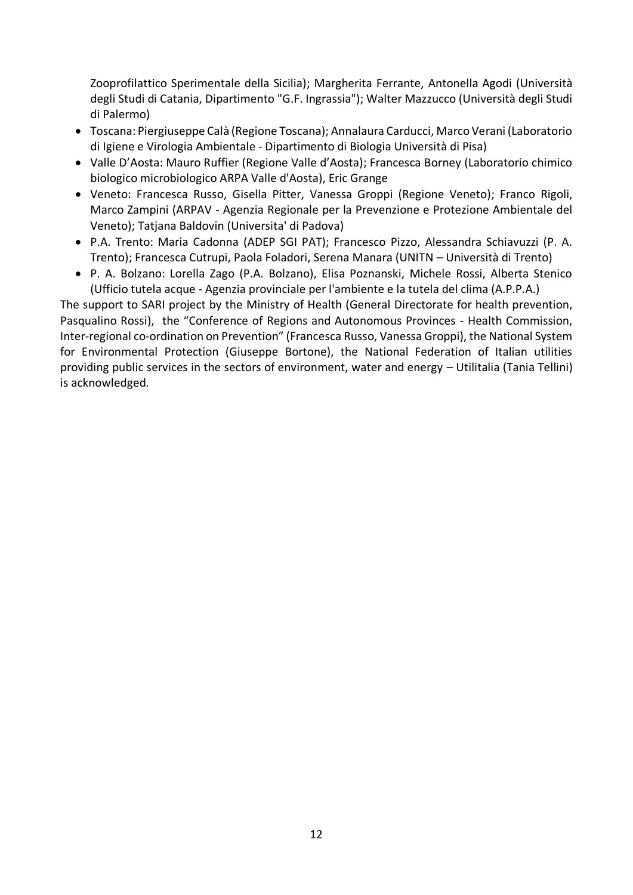Zooprofilattico Sperimentale della Sicilia); Margherita Ferrante, Antonella Agodi (Università degli Studi di Catania, Dipartimento "G.F. Ingrassia"); Walter Mazzucco (Università degli Studi di Palermo)

- Toscana: Piergiuseppe Calà (Regione Toscana); Annalaura Carducci, Marco Verani (Laboratorio di Igiene e Virologia Ambientale - Dipartimento di Biologia Università di Pisa)
- Valle D'Aosta: Mauro Ruffier (Regione Valle d'Aosta); Francesca Borney (Laboratorio chimico biologico microbiologico ARPA Valle d'Aosta), Eric Grange
- Veneto: Francesca Russo, Gisella Pitter, Vanessa Groppi (Regione Veneto); Franco Rigoli, Marco Zampini (ARPAV - Agenzia Regionale per la Prevenzione e Protezione Ambientale del Veneto); Tatjana Baldovin (Universita' di Padova)
- P.A. Trento: Maria Cadonna (ADEP SGI PAT); Francesco Pizzo, Alessandra Schiavuzzi (P. A. Trento); Francesca Cutrupi, Paola Foladori, Serena Manara (UNITN – Università di Trento)
- P. A. Bolzano: Lorella Zago (P.A. Bolzano), Elisa Poznanski, Michele Rossi, Alberta Stenico (Ufficio tutela acque - Agenzia provinciale per l'ambiente e la tutela del clima (A.P.P.A.)

The support to SARI project by the Ministry of Health (General Directorate for health prevention, Pasqualino Rossi), the "Conference of Regions and Autonomous Provinces - Health Commission, Inter-regional co-ordination on Prevention" (Francesca Russo, Vanessa Groppi), the National System for Environmental Protection (Giuseppe Bortone), the National Federation of Italian utilities providing public services in the sectors of environment, water and energy – Utilitalia (Tania Tellini) is acknowledged.